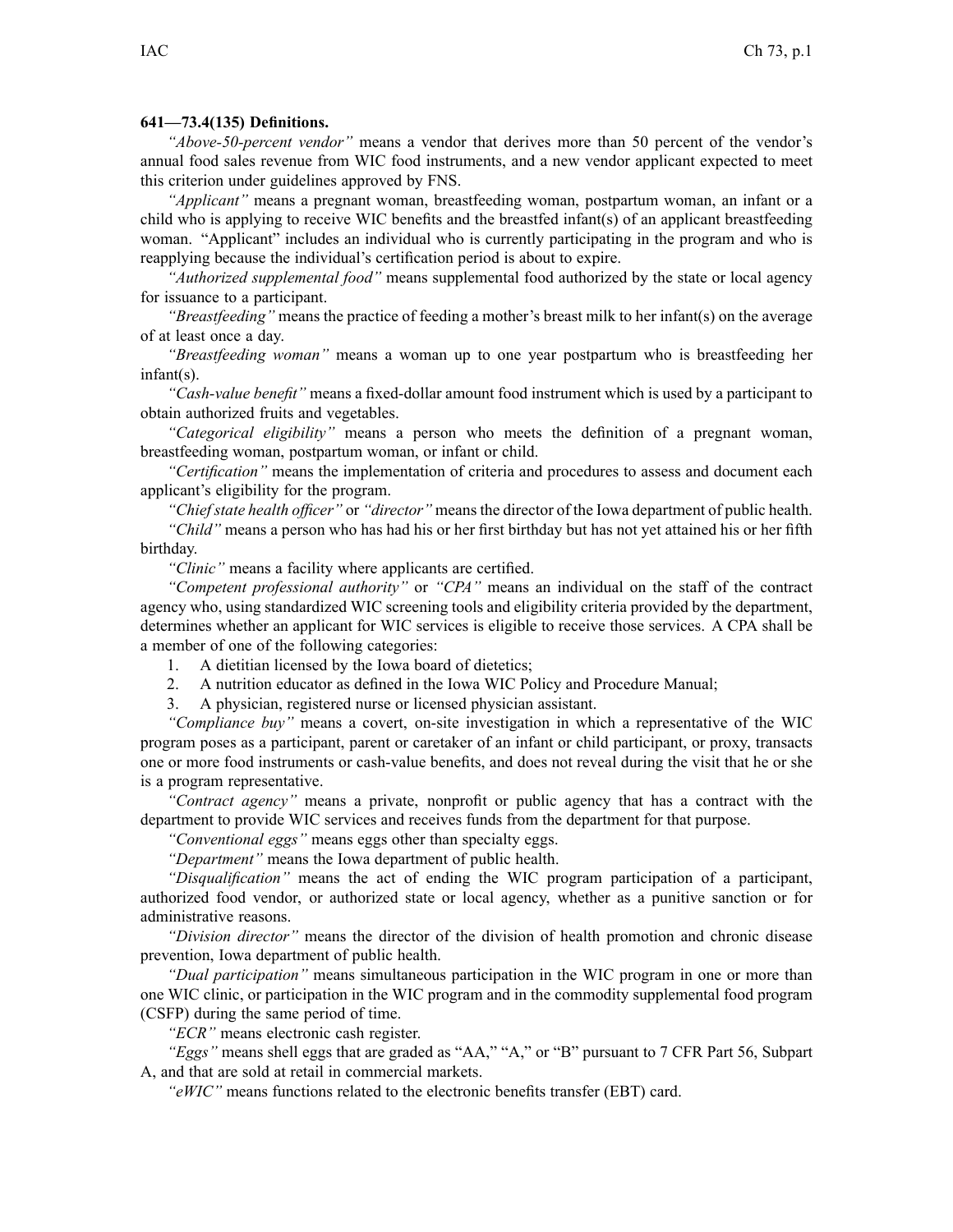**641—73.4(135) Definitions.**

*"Above-50-percent vendor"* means a vendor that derives more than 50 percent of the vendor's annual food sales revenue from WIC food instruments, and a new vendor applicant expected to meet this criterion under guidelines approved by FNS.

*"Applicant"* means a pregnant woman, breastfeeding woman, postpartum woman, an infant or a child who is applying to receive WIC benefits and the breastfed infant(s) of an applicant breastfeeding woman. "Applicant" includes an individual who is currently participating in the program and who is reapplying because the individual's certification period is about to expire.

*"Authorized supplemental food"* means supplemental food authorized by the state or local agency for issuance to a participant.

*"Breastfeeding"* means the practice of feeding a mother's breast milk to her infant(s) on the average of at least once a day.

*"Breastfeeding woman"* means a woman up to one year postpartum who is breastfeeding her infant(s).

*"Cash-value benefit"* means a fixed-dollar amount food instrument which is used by a participant to obtain authorized fruits and vegetables.

*"Categorical eligibility"* means a person who meets the definition of a pregnant woman, breastfeeding woman, postpartum woman, or infant or child.

*"Certification"* means the implementation of criteria and procedures to assess and document each applicant's eligibility for the program.

*"Chief state health officer"* or *"director"* means the director of the Iowa department of public health.

*"Child"* means a person who has had his or her first birthday but has not yet attained his or her fifth birthday.

*"Clinic"* means a facility where applicants are certified.

*"Competent professional authority"* or *"CPA"* means an individual on the staff of the contract agency who, using standardized WIC screening tools and eligibility criteria provided by the department, determines whether an applicant for WIC services is eligible to receive those services. A CPA shall be a member of one of the following categories:

1. A dietitian licensed by the Iowa board of dietetics;
2. A nutrition educator as defined in the Iowa WIC Policy and Procedure Manual;
3. A physician, registered nurse or licensed physician assistant.

*"Compliance buy"* means a covert, on-site investigation in which a representative of the WIC program poses as a participant, parent or caretaker of an infant or child participant, or proxy, transacts one or more food instruments or cash-value benefits, and does not reveal during the visit that he or she is a program representative.

*"Contract agency"* means a private, nonprofit or public agency that has a contract with the department to provide WIC services and receives funds from the department for that purpose.

*"Conventional eggs"* means eggs other than specialty eggs.

*"Department"* means the Iowa department of public health.

*"Disqualification"* means the act of ending the WIC program participation of a participant, authorized food vendor, or authorized state or local agency, whether as a punitive sanction or for administrative reasons.

*"Division director"* means the director of the division of health promotion and chronic disease prevention, Iowa department of public health.

*"Dual participation"* means simultaneous participation in the WIC program in one or more than one WIC clinic, or participation in the WIC program and in the commodity supplemental food program (CSFP) during the same period of time.

*"ECR"* means electronic cash register.

*"Eggs"* means shell eggs that are graded as "AA," "A," or "B" pursuant to 7 CFR Part 56, Subpart A, and that are sold at retail in commercial markets.

*"eWIC"* means functions related to the electronic benefits transfer (EBT) card.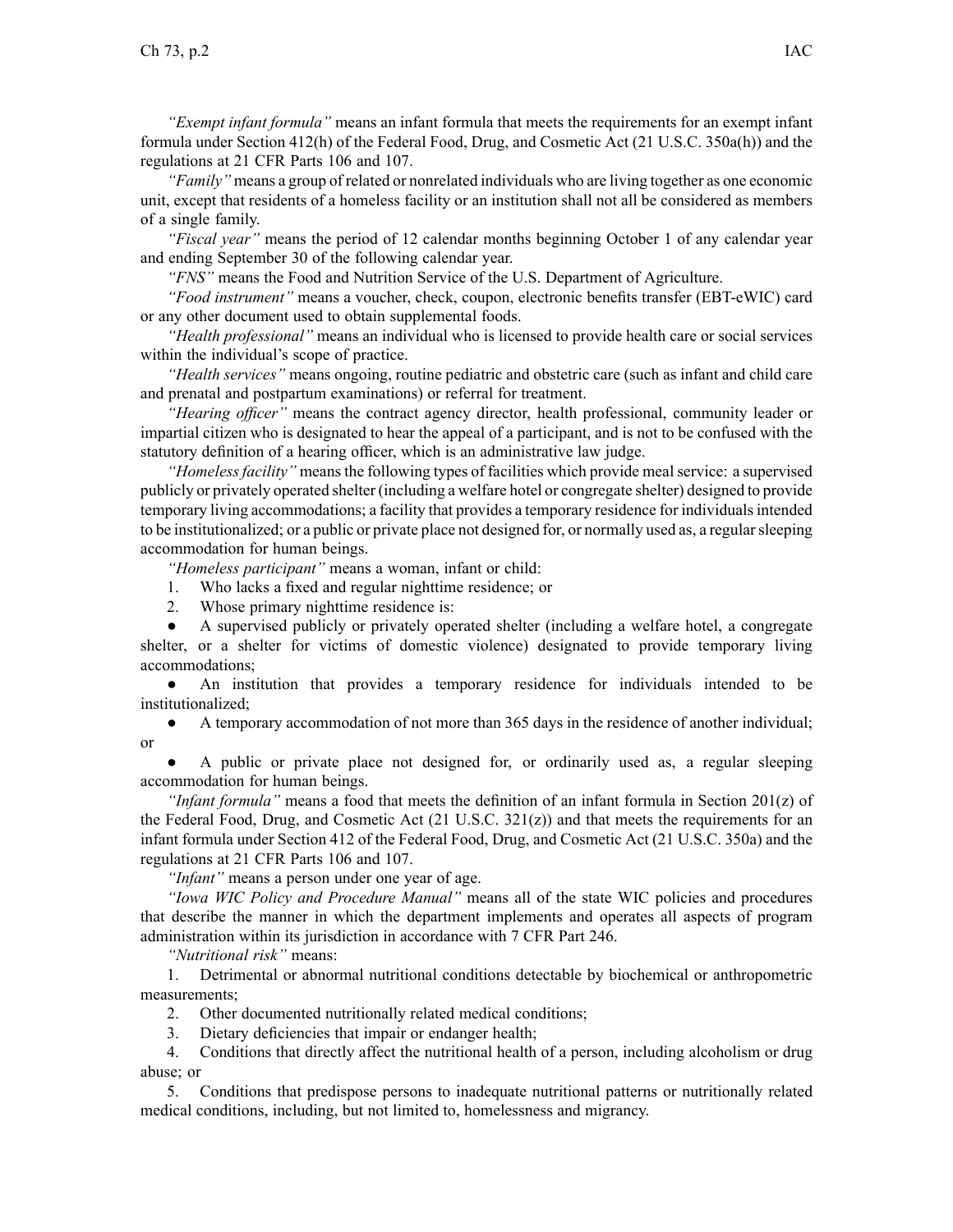*"Exempt infant formula"* means an infant formula that meets the requirements for an exempt infant formula under Section 412(h) of the Federal Food, Drug, and Cosmetic Act (21 U.S.C. 350a(h)) and the regulations at 21 CFR Parts 106 and 107.

*"Family"* means a group of related or nonrelated individuals who are living together as one economic unit, except that residents of a homeless facility or an institution shall not all be considered as members of a single family.

*"Fiscal year"* means the period of 12 calendar months beginning October 1 of any calendar year and ending September 30 of the following calendar year.

*"FNS"* means the Food and Nutrition Service of the U.S. Department of Agriculture.

*"Food instrument"* means a voucher, check, coupon, electronic benefits transfer (EBT-eWIC) card or any other document used to obtain supplemental foods.

*"Health professional"* means an individual who is licensed to provide health care or social services within the individual's scope of practice.

*"Health services"* means ongoing, routine pediatric and obstetric care (such as infant and child care and prenatal and postpartum examinations) or referral for treatment.

*"Hearing officer"* means the contract agency director, health professional, community leader or impartial citizen who is designated to hear the appeal of a participant, and is not to be confused with the statutory definition of a hearing officer, which is an administrative law judge.

*"Homeless facility"* means the following types of facilities which provide meal service: a supervised publicly or privately operated shelter (including a welfare hotel or congregate shelter) designed to provide temporary living accommodations; a facility that provides a temporary residence for individuals intended to be institutionalized; or a public or private place not designed for, or normally used as, a regular sleeping accommodation for human beings.

*"Homeless participant"* means a woman, infant or child:

1. Who lacks a fixed and regular nighttime residence; or
2. Whose primary nighttime residence is:

- A supervised publicly or privately operated shelter (including a welfare hotel, a congregate shelter, or a shelter for victims of domestic violence) designated to provide temporary living accommodations;
- An institution that provides a temporary residence for individuals intended to be institutionalized;
- A temporary accommodation of not more than 365 days in the residence of another individual; or
- A public or private place not designed for, or ordinarily used as, a regular sleeping accommodation for human beings.

*"Infant formula"* means a food that meets the definition of an infant formula in Section 201(z) of the Federal Food, Drug, and Cosmetic Act (21 U.S.C. 321(z)) and that meets the requirements for an infant formula under Section 412 of the Federal Food, Drug, and Cosmetic Act (21 U.S.C. 350a) and the regulations at 21 CFR Parts 106 and 107.

*"Infant"* means a person under one year of age.

*"Iowa WIC Policy and Procedure Manual"* means all of the state WIC policies and procedures that describe the manner in which the department implements and operates all aspects of program administration within its jurisdiction in accordance with 7 CFR Part 246.

*"Nutritional risk"* means:

1. Detrimental or abnormal nutritional conditions detectable by biochemical or anthropometric measurements;
2. Other documented nutritionally related medical conditions;
3. Dietary deficiencies that impair or endanger health;
4. Conditions that directly affect the nutritional health of a person, including alcoholism or drug abuse; or
5. Conditions that predispose persons to inadequate nutritional patterns or nutritionally related medical conditions, including, but not limited to, homelessness and migrancy.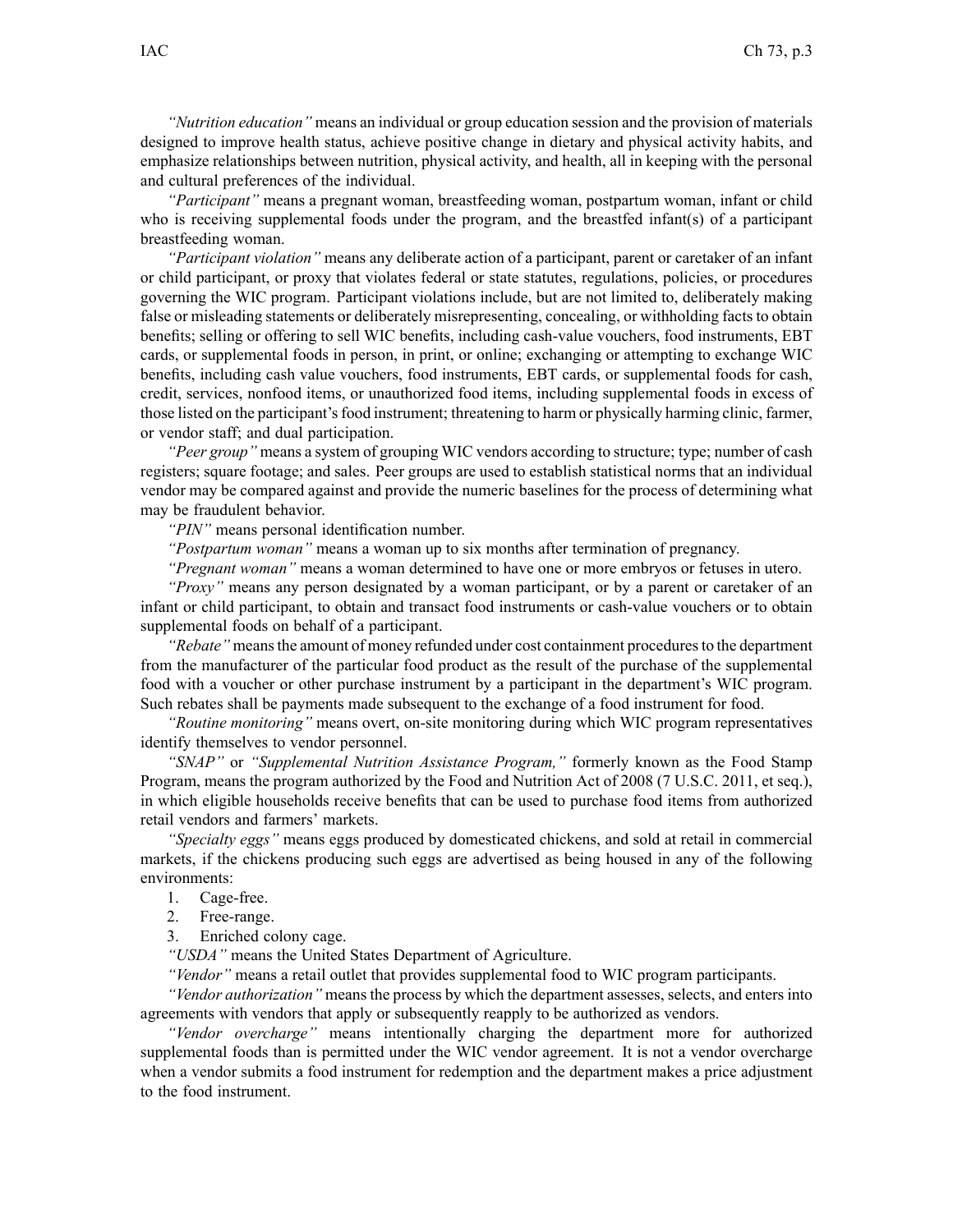*"Nutrition education"* means an individual or group education session and the provision of materials designed to improve health status, achieve positive change in dietary and physical activity habits, and emphasize relationships between nutrition, physical activity, and health, all in keeping with the personal and cultural preferences of the individual.

*"Participant"* means a pregnant woman, breastfeeding woman, postpartum woman, infant or child who is receiving supplemental foods under the program, and the breastfed infant(s) of a participant breastfeeding woman.

*"Participant violation"* means any deliberate action of a participant, parent or caretaker of an infant or child participant, or proxy that violates federal or state statutes, regulations, policies, or procedures governing the WIC program. Participant violations include, but are not limited to, deliberately making false or misleading statements or deliberately misrepresenting, concealing, or withholding facts to obtain benefits; selling or offering to sell WIC benefits, including cash-value vouchers, food instruments, EBT cards, or supplemental foods in person, in print, or online; exchanging or attempting to exchange WIC benefits, including cash value vouchers, food instruments, EBT cards, or supplemental foods for cash, credit, services, nonfood items, or unauthorized food items, including supplemental foods in excess of those listed on the participant's food instrument; threatening to harm or physically harming clinic, farmer, or vendor staff; and dual participation.

*"Peer group"* means a system of grouping WIC vendors according to structure; type; number of cash registers; square footage; and sales. Peer groups are used to establish statistical norms that an individual vendor may be compared against and provide the numeric baselines for the process of determining what may be fraudulent behavior.

*"PIN"* means personal identification number.

*"Postpartum woman"* means a woman up to six months after termination of pregnancy.

*"Pregnant woman"* means a woman determined to have one or more embryos or fetuses in utero.

*"Proxy"* means any person designated by a woman participant, or by a parent or caretaker of an infant or child participant, to obtain and transact food instruments or cash-value vouchers or to obtain supplemental foods on behalf of a participant.

*"Rebate"* means the amount of money refunded under cost containment procedures to the department from the manufacturer of the particular food product as the result of the purchase of the supplemental food with a voucher or other purchase instrument by a participant in the department's WIC program. Such rebates shall be payments made subsequent to the exchange of a food instrument for food.

*"Routine monitoring"* means overt, on-site monitoring during which WIC program representatives identify themselves to vendor personnel.

*"SNAP"* or *"Supplemental Nutrition Assistance Program,"* formerly known as the Food Stamp Program, means the program authorized by the Food and Nutrition Act of 2008 (7 U.S.C. 2011, et seq.), in which eligible households receive benefits that can be used to purchase food items from authorized retail vendors and farmers' markets.

*"Specialty eggs"* means eggs produced by domesticated chickens, and sold at retail in commercial markets, if the chickens producing such eggs are advertised as being housed in any of the following environments:

1. Cage-free.
2. Free-range.
3. Enriched colony cage.

*"USDA"* means the United States Department of Agriculture.

*"Vendor"* means a retail outlet that provides supplemental food to WIC program participants.

*"Vendor authorization"* means the process by which the department assesses, selects, and enters into agreements with vendors that apply or subsequently reapply to be authorized as vendors.

*"Vendor overcharge"* means intentionally charging the department more for authorized supplemental foods than is permitted under the WIC vendor agreement. It is not a vendor overcharge when a vendor submits a food instrument for redemption and the department makes a price adjustment to the food instrument.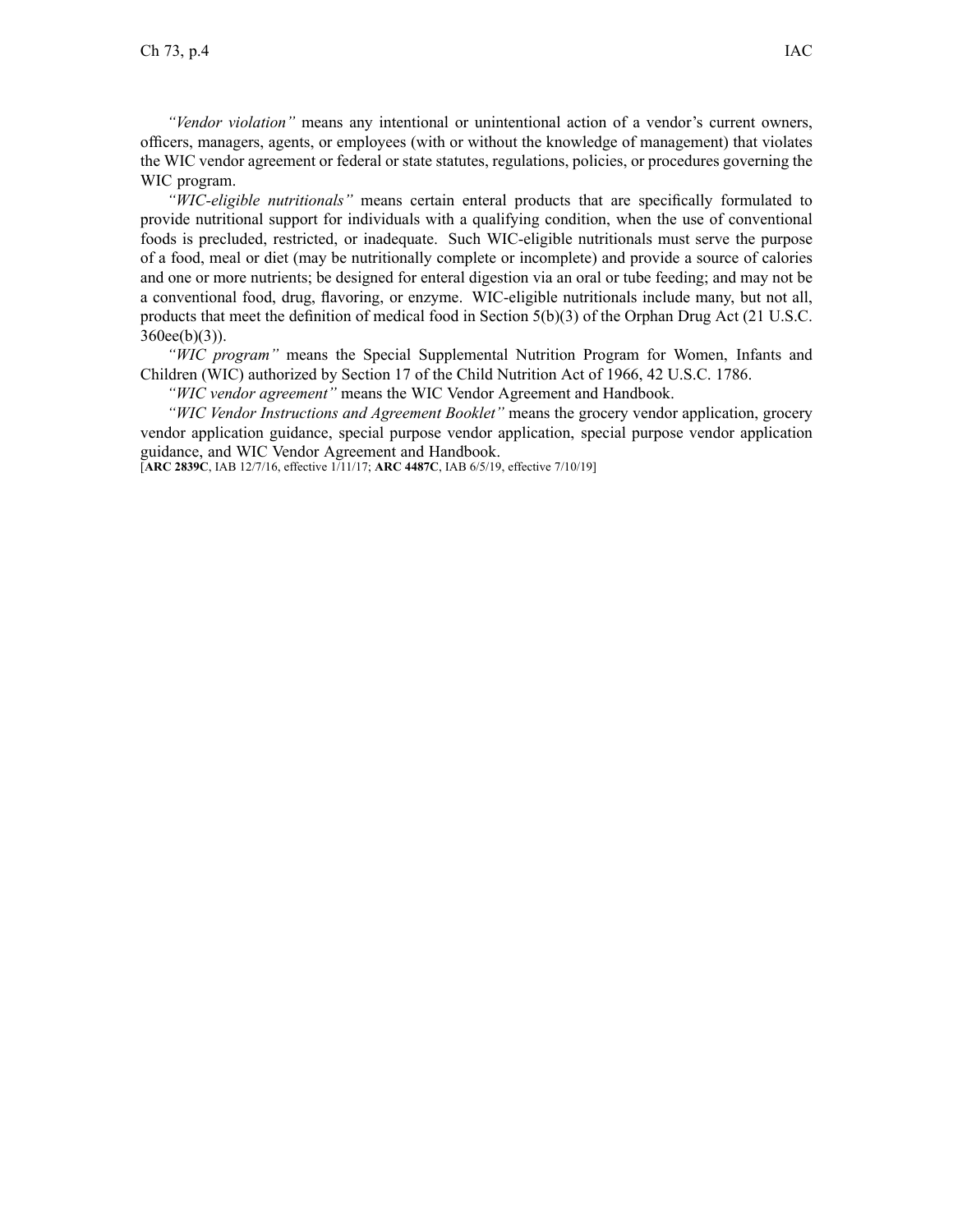*"Vendor violation"* means any intentional or unintentional action of a vendor's current owners, officers, managers, agents, or employees (with or without the knowledge of management) that violates the WIC vendor agreement or federal or state statutes, regulations, policies, or procedures governing the WIC program.

*"WIC-eligible nutritionals"* means certain enteral products that are specifically formulated to provide nutritional support for individuals with a qualifying condition, when the use of conventional foods is precluded, restricted, or inadequate. Such WIC-eligible nutritionals must serve the purpose of a food, meal or diet (may be nutritionally complete or incomplete) and provide a source of calories and one or more nutrients; be designed for enteral digestion via an oral or tube feeding; and may not be a conventional food, drug, flavoring, or enzyme. WIC-eligible nutritionals include many, but not all, products that meet the definition of medical food in Section 5(b)(3) of the Orphan Drug Act (21 U.S.C. 360ee(b)(3)).

*"WIC program"* means the Special Supplemental Nutrition Program for Women, Infants and Children (WIC) authorized by Section 17 of the Child Nutrition Act of 1966, 42 U.S.C. 1786.

*"WIC vendor agreement"* means the WIC Vendor Agreement and Handbook.

*"WIC Vendor Instructions and Agreement Booklet"* means the grocery vendor application, grocery vendor application guidance, special purpose vendor application, special purpose vendor application guidance, and WIC Vendor Agreement and Handbook.

[**ARC 2839C**, IAB 12/7/16, effective 1/11/17; **ARC 4487C**, IAB 6/5/19, effective 7/10/19]